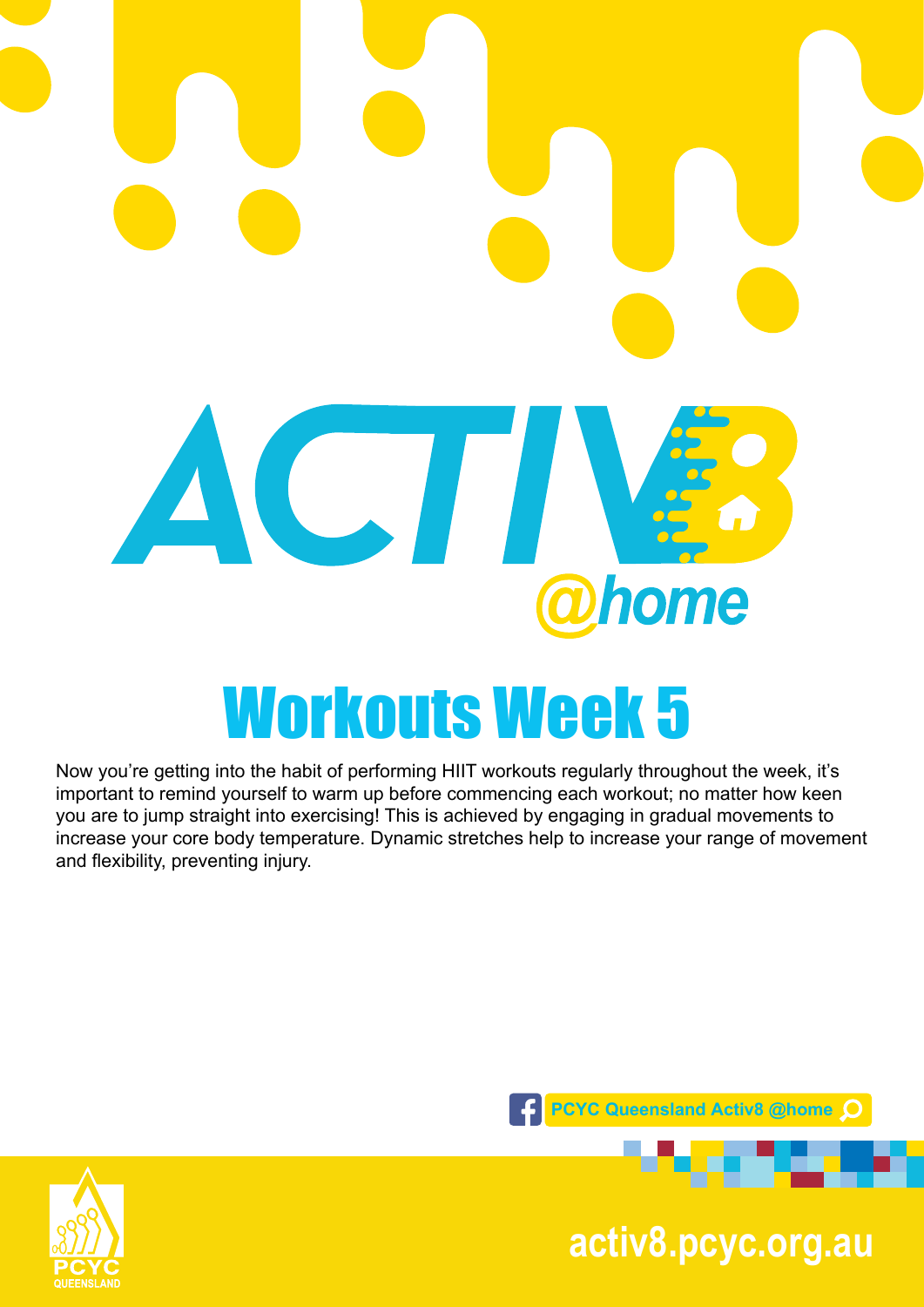# ACTIV8 @home

## Workouts Week 5

Now you're getting into the habit of performing HIIT workouts regularly throughout the week, it's important to remind yourself to warm up before commencing each workout; no matter how keen you are to jump straight into exercising! This is achieved by engaging in gradual movements to increase your core body temperature. Dynamic stretches help to increase your range of movement and flexibility, preventing injury.

PCYC Queensland Activ8 @home

PCYC QUEENSLAND

activ8.pcyc.org.au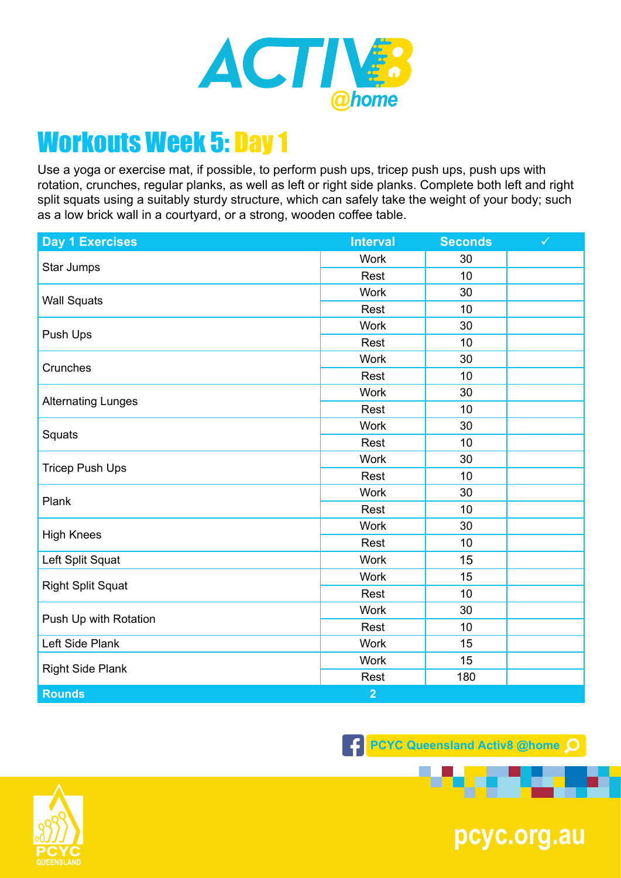# Workouts Week 5: Day 1

Use a yoga or exercise mat, if possible, to perform push ups, tricep push ups, push ups with rotation, crunches, regular planks, as well as left or right side planks. Complete both left and right split squats using a suitably sturdy structure, which can safely take the weight of your body; such as a low brick wall in a courtyard, or a strong, wooden coffee table.

| Day 1 Exercises | Interval | Seconds | ✓ |
|---|---|---|---|
| Star Jumps | Work | 30 | |
| | Rest | 10 | |
| Wall Squats | Work | 30 | |
| | Rest | 10 | |
| Push Ups | Work | 30 | |
| | Rest | 10 | |
| Crunches | Work | 30 | |
| | Rest | 10 | |
| Alternating Lunges | Work | 30 | |
| | Rest | 10 | |
| Squats | Work | 30 | |
| | Rest | 10 | |
| Tricep Push Ups | Work | 30 | |
| | Rest | 10 | |
| Plank | Work | 30 | |
| | Rest | 10 | |
| High Knees | Work | 30 | |
| | Rest | 10 | |
| Left Split Squat | Work | 15 | |
| Right Split Squat | Work | 15 | |
| | Rest | 10 | |
| Push Up with Rotation | Work | 30 | |
| | Rest | 10 | |
| Left Side Plank | Work | 15 | |
| Right Side Plank | Work | 15 | |
| | Rest | 180 | |
| **Rounds** | **2** | | |

PCYC Queensland Activ8 @home

pcyc.org.au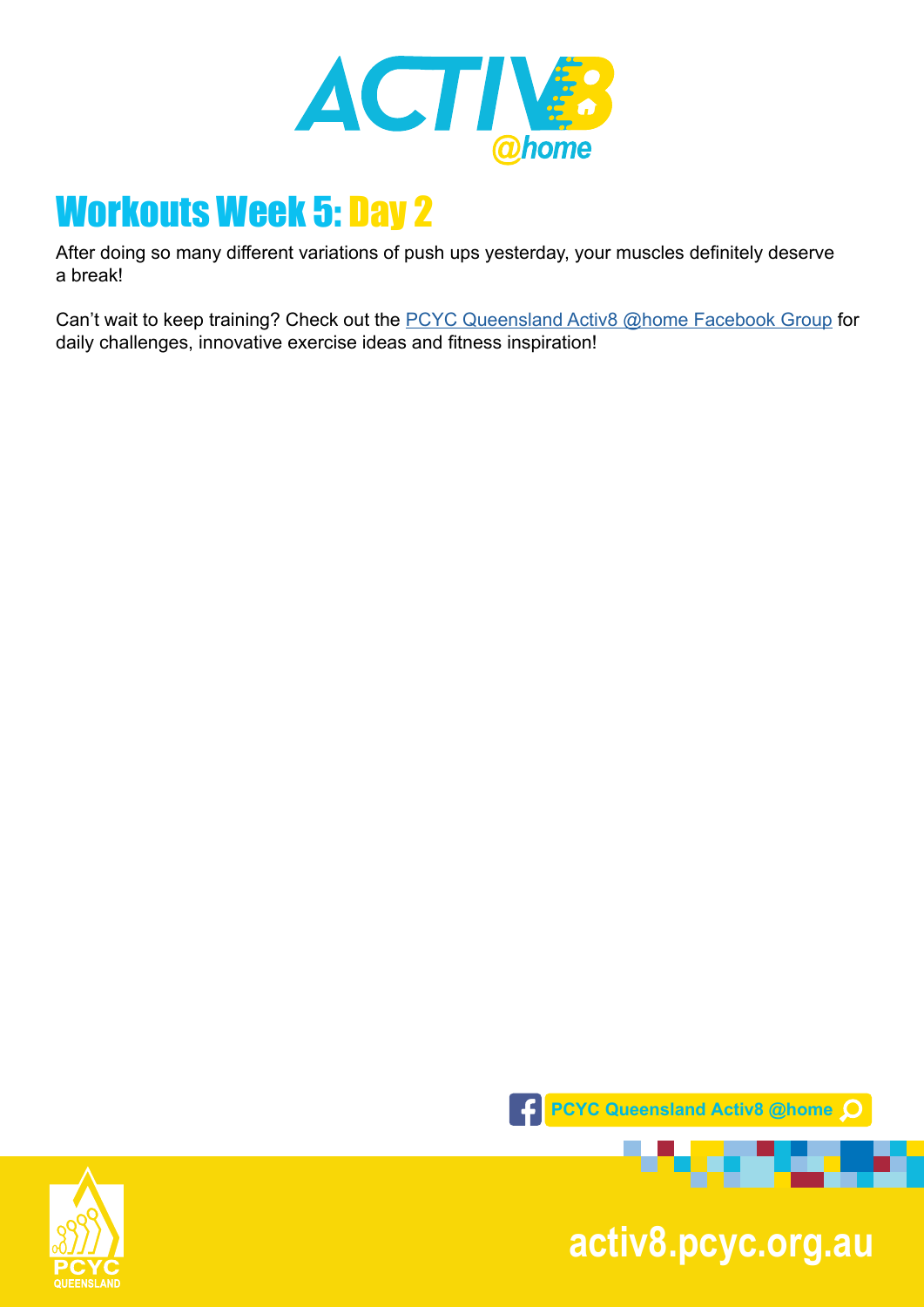# Workouts Week 5: Day 2

After doing so many different variations of push ups yesterday, your muscles definitely deserve a break!

Can't wait to keep training? Check out the PCYC Queensland Activ8 @home Facebook Group for daily challenges, innovative exercise ideas and fitness inspiration!

PCYC Queensland Activ8 @home

activ8.pcyc.org.au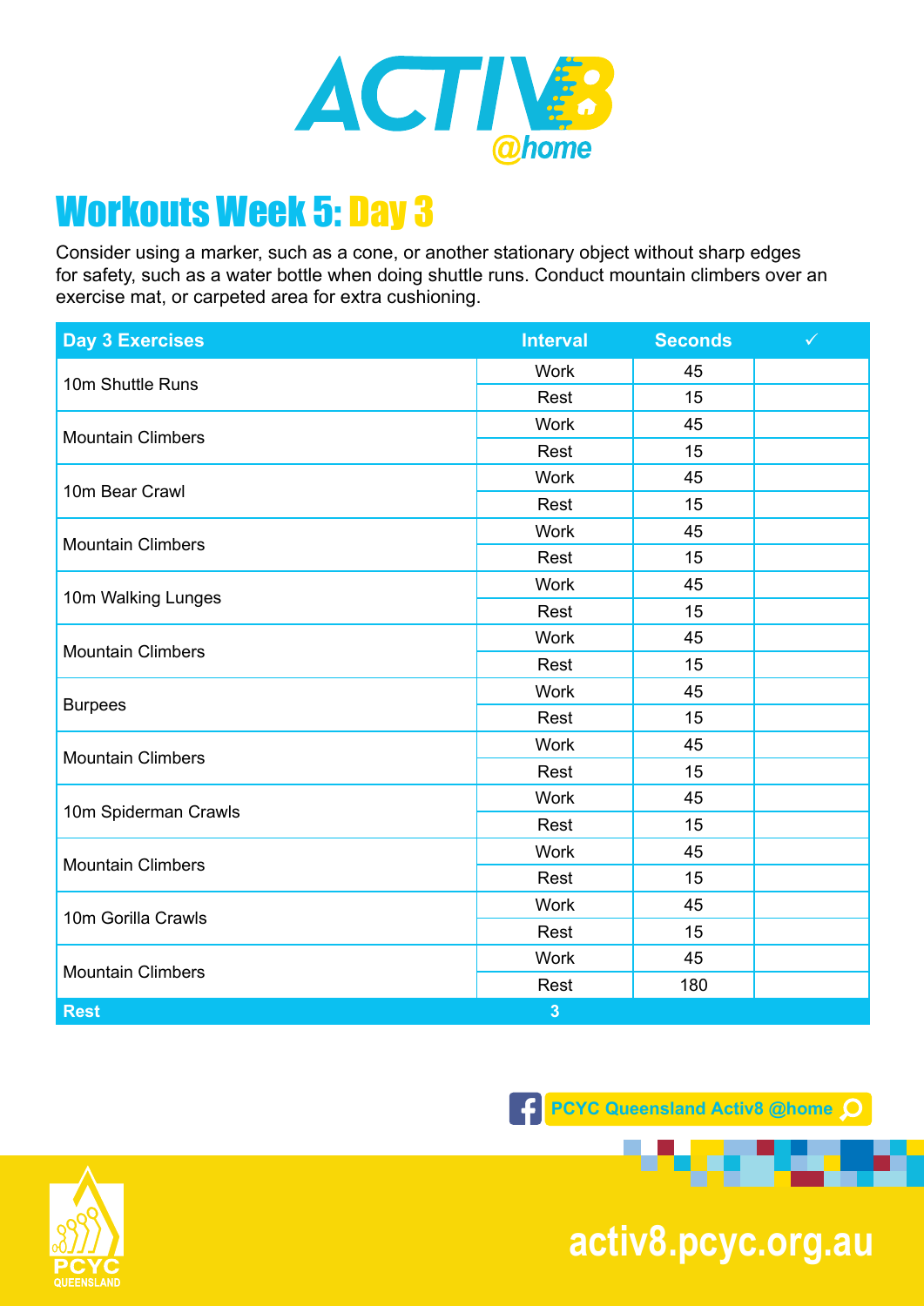# ACTIV8 @home

## Workouts Week 5: Day 3

Consider using a marker, such as a cone, or another stationary object without sharp edges for safety, such as a water bottle when doing shuttle runs. Conduct mountain climbers over an exercise mat, or carpeted area for extra cushioning.

| Day 3 Exercises | Interval | Seconds | ✓ |
|---|---|---|---|
| 10m Shuttle Runs | Work | 45 | |
| | Rest | 15 | |
| Mountain Climbers | Work | 45 | |
| | Rest | 15 | |
| 10m Bear Crawl | Work | 45 | |
| | Rest | 15 | |
| Mountain Climbers | Work | 45 | |
| | Rest | 15 | |
| 10m Walking Lunges | Work | 45 | |
| | Rest | 15 | |
| Mountain Climbers | Work | 45 | |
| | Rest | 15 | |
| Burpees | Work | 45 | |
| | Rest | 15 | |
| Mountain Climbers | Work | 45 | |
| | Rest | 15 | |
| 10m Spiderman Crawls | Work | 45 | |
| | Rest | 15 | |
| Mountain Climbers | Work | 45 | |
| | Rest | 15 | |
| 10m Gorilla Crawls | Work | 45 | |
| | Rest | 15 | |
| Mountain Climbers | Work | 45 | |
| | Rest | 180 | |
| **Rest** | **3** | | |

PCYC Queensland Activ8 @home

PCYC QUEENSLAND

activ8.pcyc.org.au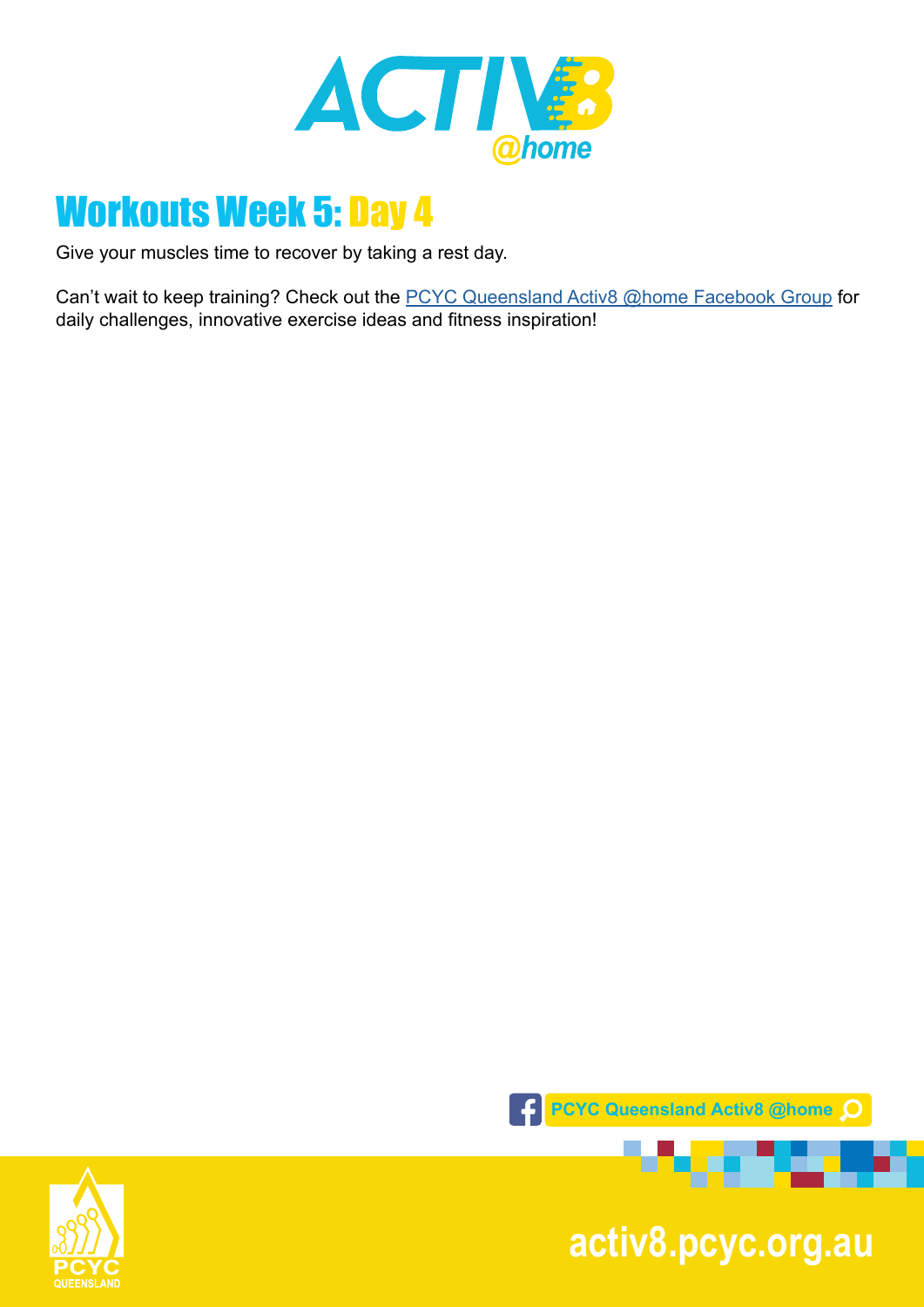# Workouts Week 5: Day 4

Give your muscles time to recover by taking a rest day.

Can't wait to keep training? Check out the PCYC Queensland Activ8 @home Facebook Group for daily challenges, innovative exercise ideas and fitness inspiration!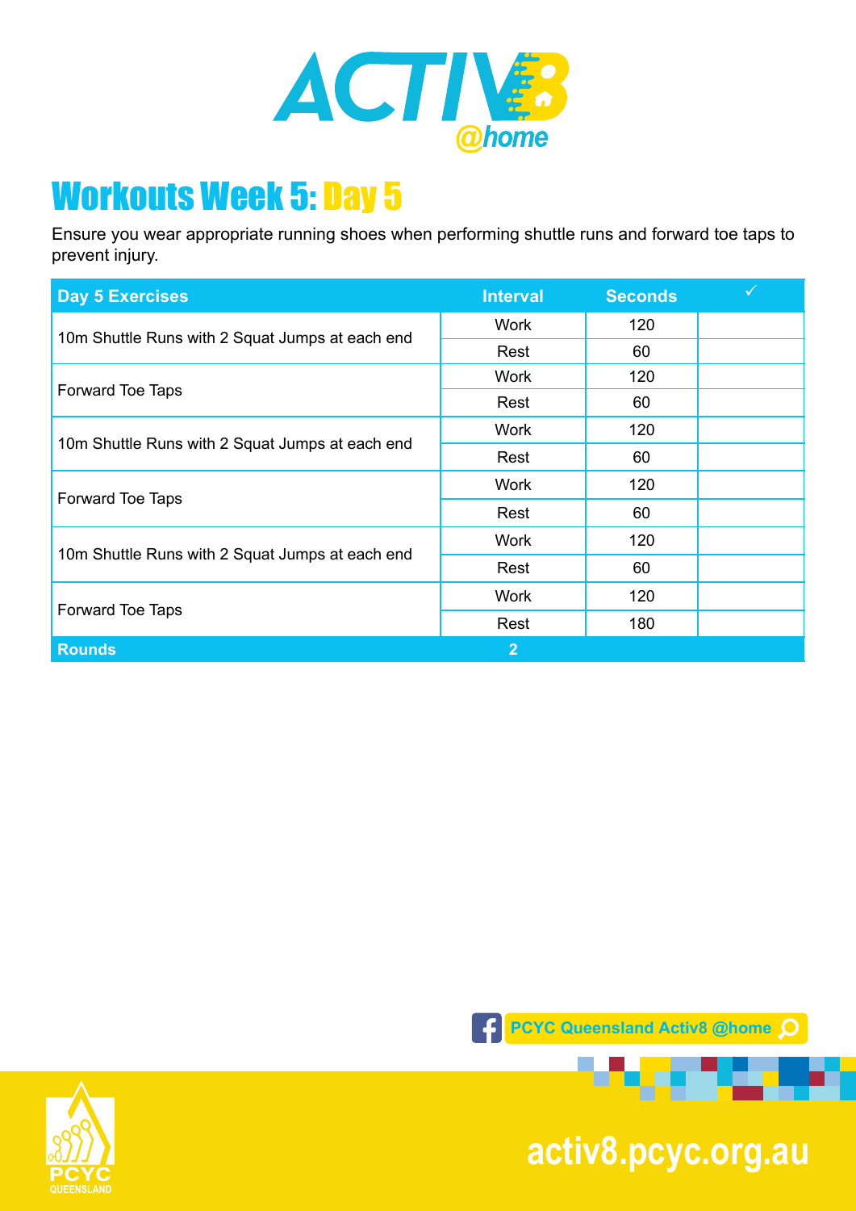# ACTIV8 @home

## Workouts Week 5: Day 5

Ensure you wear appropriate running shoes when performing shuttle runs and forward toe taps to prevent injury.

| Day 5 Exercises | Interval | Seconds | ✓ |
|---|---|---|---|
| 10m Shuttle Runs with 2 Squat Jumps at each end | Work | 120 | |
| | Rest | 60 | |
| Forward Toe Taps | Work | 120 | |
| | Rest | 60 | |
| 10m Shuttle Runs with 2 Squat Jumps at each end | Work | 120 | |
| | Rest | 60 | |
| Forward Toe Taps | Work | 120 | |
| | Rest | 60 | |
| 10m Shuttle Runs with 2 Squat Jumps at each end | Work | 120 | |
| | Rest | 60 | |
| Forward Toe Taps | Work | 120 | |
| | Rest | 180 | |
| **Rounds** | **2** | | |

PCYC Queensland Activ8 @home

PCYC QUEENSLAND

activ8.pcyc.org.au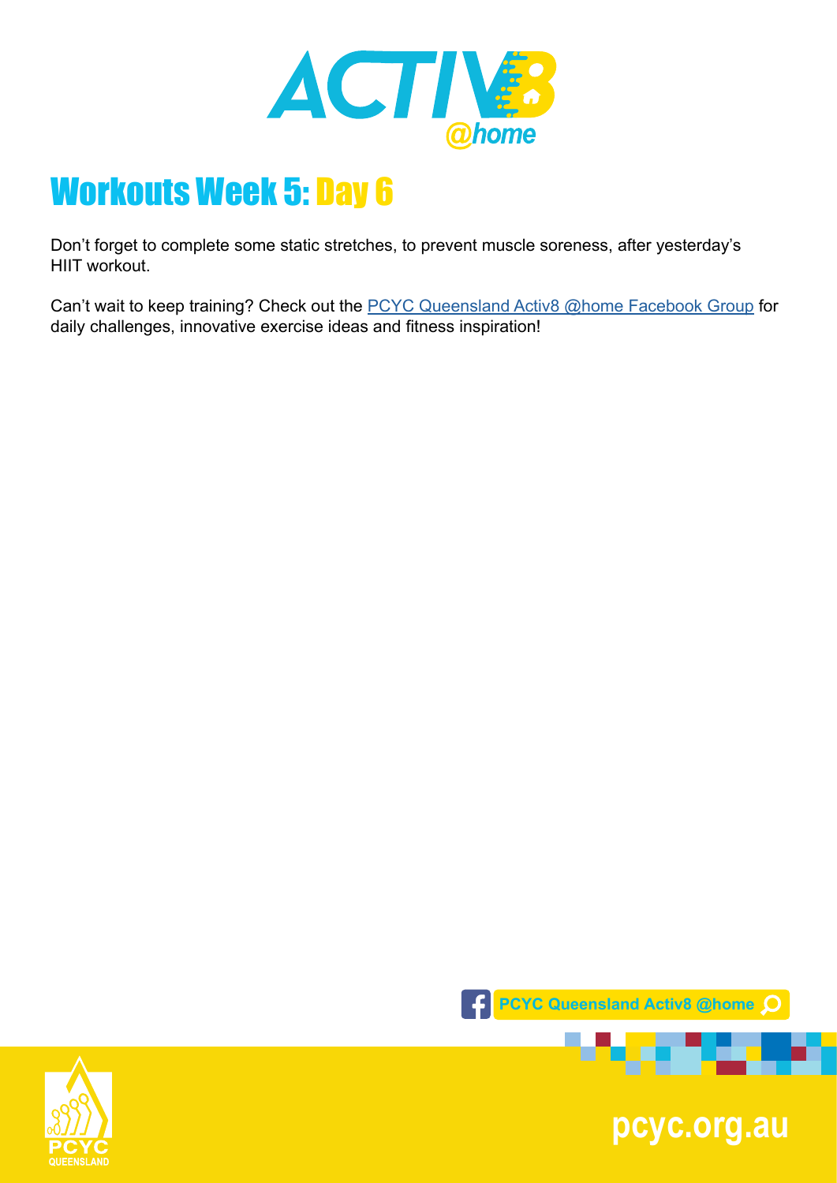# Workouts Week 5: Day 6

Don't forget to complete some static stretches, to prevent muscle soreness, after yesterday's HIIT workout.

Can't wait to keep training? Check out the [PCYC Queensland Activ8 @home Facebook Group]() for daily challenges, innovative exercise ideas and fitness inspiration!

PCYC Queensland Activ8 @home

pcyc.org.au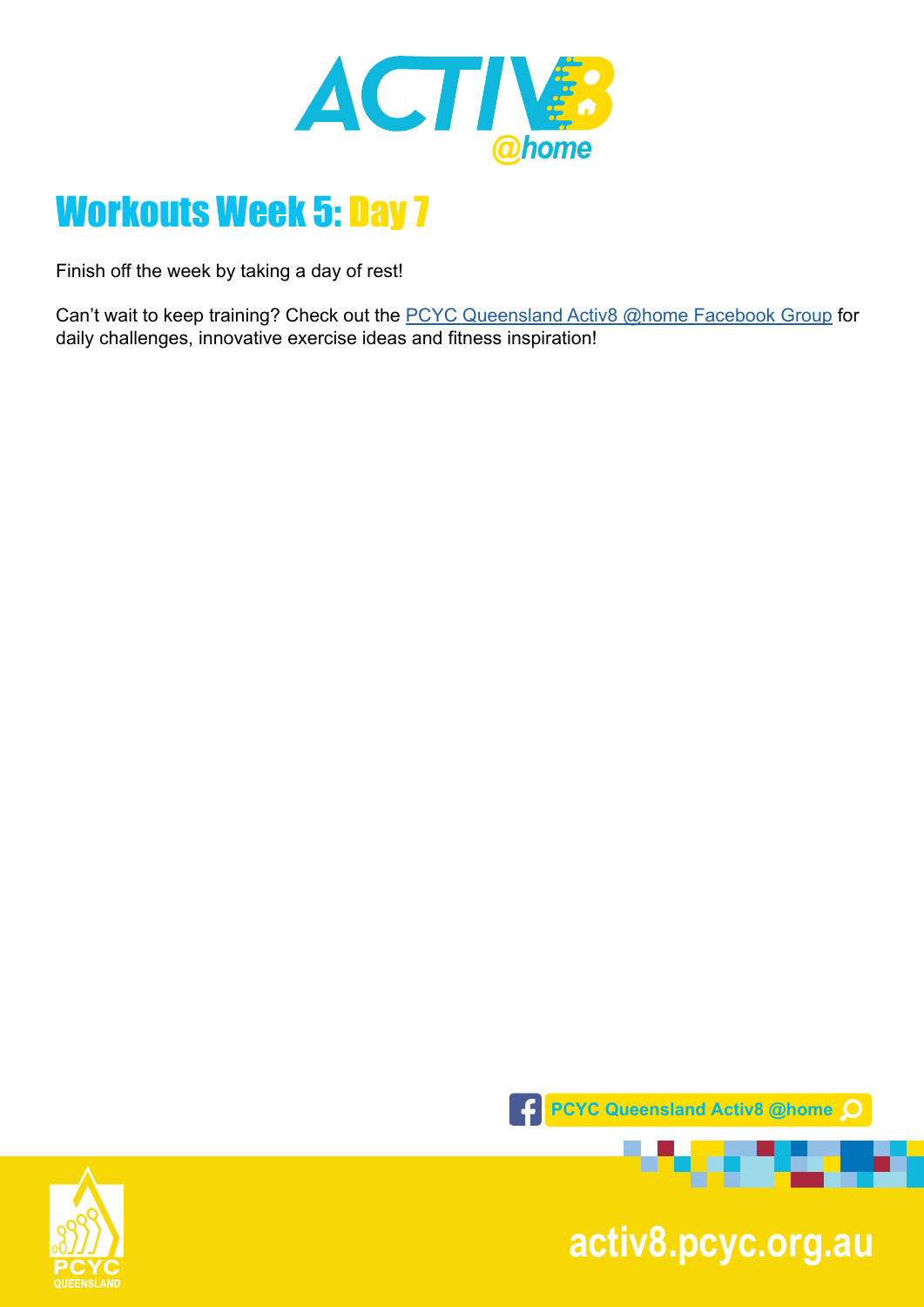# Workouts Week 5: Day 7

Finish off the week by taking a day of rest!

Can't wait to keep training? Check out the PCYC Queensland Activ8 @home Facebook Group for daily challenges, innovative exercise ideas and fitness inspiration!

PCYC Queensland Activ8 @home

activ8.pcyc.org.au